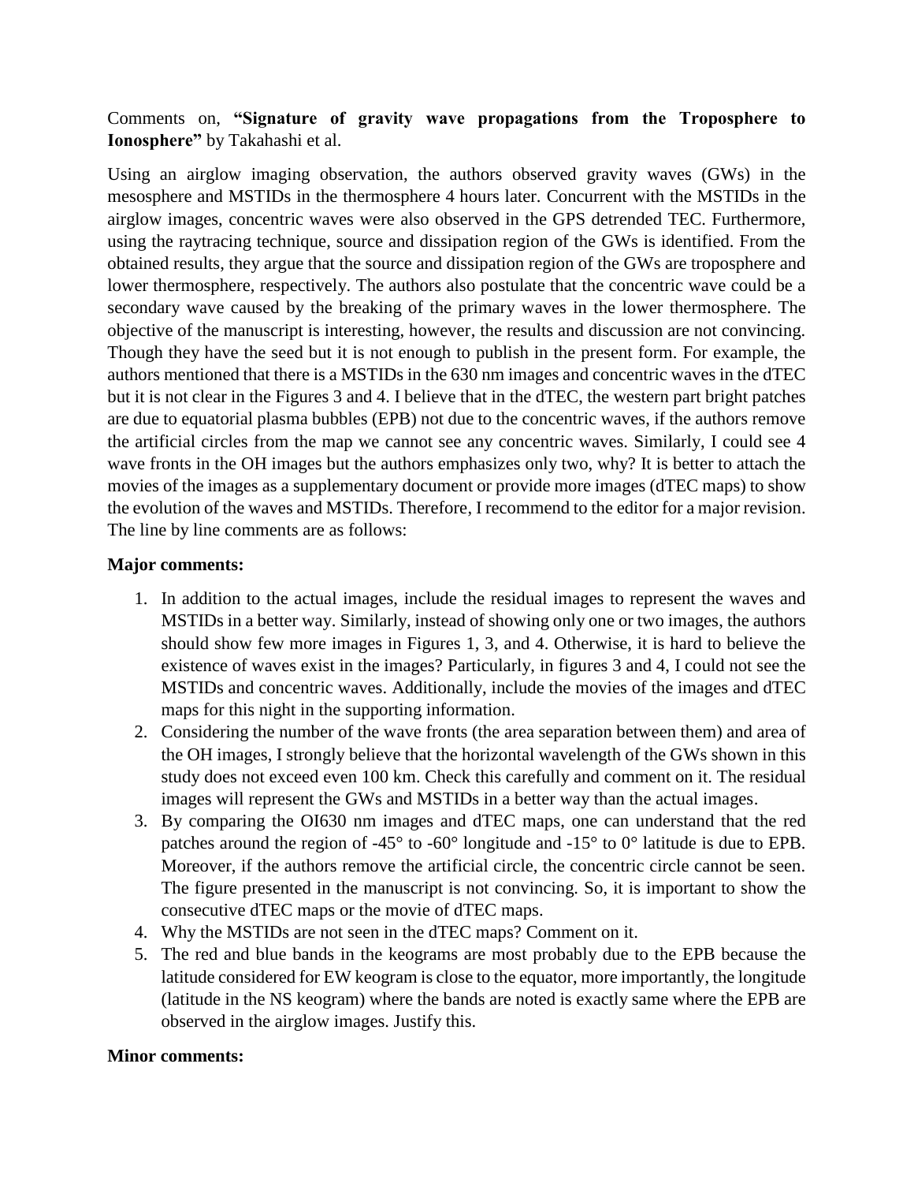Comments on, **"Signature of gravity wave propagations from the Troposphere to Ionosphere"** by Takahashi et al.

Using an airglow imaging observation, the authors observed gravity waves (GWs) in the mesosphere and MSTIDs in the thermosphere 4 hours later. Concurrent with the MSTIDs in the airglow images, concentric waves were also observed in the GPS detrended TEC. Furthermore, using the raytracing technique, source and dissipation region of the GWs is identified. From the obtained results, they argue that the source and dissipation region of the GWs are troposphere and lower thermosphere, respectively. The authors also postulate that the concentric wave could be a secondary wave caused by the breaking of the primary waves in the lower thermosphere. The objective of the manuscript is interesting, however, the results and discussion are not convincing. Though they have the seed but it is not enough to publish in the present form. For example, the authors mentioned that there is a MSTIDs in the 630 nm images and concentric waves in the dTEC but it is not clear in the Figures 3 and 4. I believe that in the dTEC, the western part bright patches are due to equatorial plasma bubbles (EPB) not due to the concentric waves, if the authors remove the artificial circles from the map we cannot see any concentric waves. Similarly, I could see 4 wave fronts in the OH images but the authors emphasizes only two, why? It is better to attach the movies of the images as a supplementary document or provide more images (dTEC maps) to show the evolution of the waves and MSTIDs. Therefore, I recommend to the editor for a major revision. The line by line comments are as follows:

**Major comments:**

1. In addition to the actual images, include the residual images to represent the waves and MSTIDs in a better way. Similarly, instead of showing only one or two images, the authors should show few more images in Figures 1, 3, and 4. Otherwise, it is hard to believe the existence of waves exist in the images? Particularly, in figures 3 and 4, I could not see the MSTIDs and concentric waves. Additionally, include the movies of the images and dTEC maps for this night in the supporting information.
2. Considering the number of the wave fronts (the area separation between them) and area of the OH images, I strongly believe that the horizontal wavelength of the GWs shown in this study does not exceed even 100 km. Check this carefully and comment on it. The residual images will represent the GWs and MSTIDs in a better way than the actual images.
3. By comparing the OI630 nm images and dTEC maps, one can understand that the red patches around the region of -45° to -60° longitude and -15° to 0° latitude is due to EPB. Moreover, if the authors remove the artificial circle, the concentric circle cannot be seen. The figure presented in the manuscript is not convincing. So, it is important to show the consecutive dTEC maps or the movie of dTEC maps.
4. Why the MSTIDs are not seen in the dTEC maps? Comment on it.
5. The red and blue bands in the keograms are most probably due to the EPB because the latitude considered for EW keogram is close to the equator, more importantly, the longitude (latitude in the NS keogram) where the bands are noted is exactly same where the EPB are observed in the airglow images. Justify this.

**Minor comments:**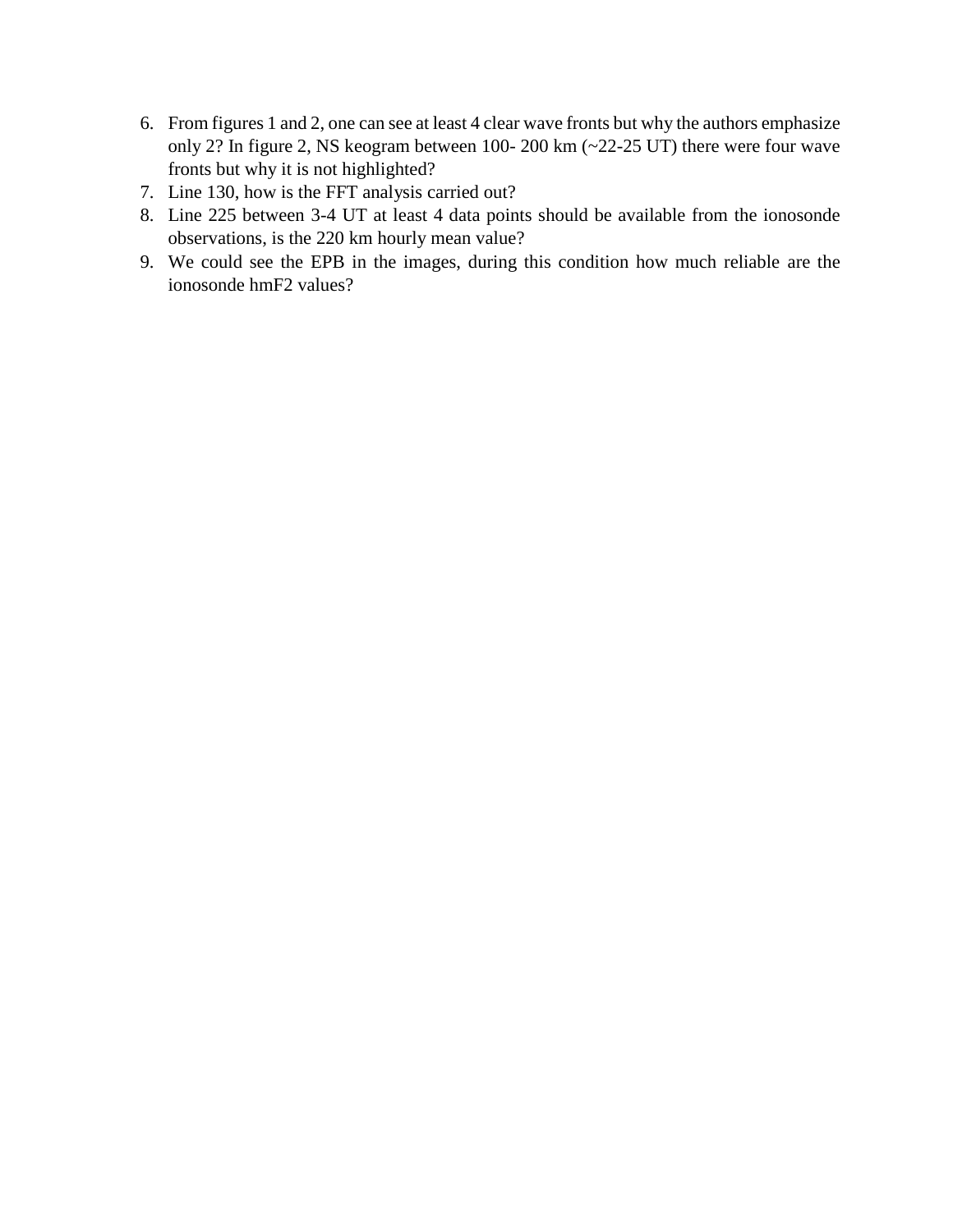6. From figures 1 and 2, one can see at least 4 clear wave fronts but why the authors emphasize only 2? In figure 2, NS keogram between 100- 200 km (~22-25 UT) there were four wave fronts but why it is not highlighted?
7. Line 130, how is the FFT analysis carried out?
8. Line 225 between 3-4 UT at least 4 data points should be available from the ionosonde observations, is the 220 km hourly mean value?
9. We could see the EPB in the images, during this condition how much reliable are the ionosonde hmF2 values?